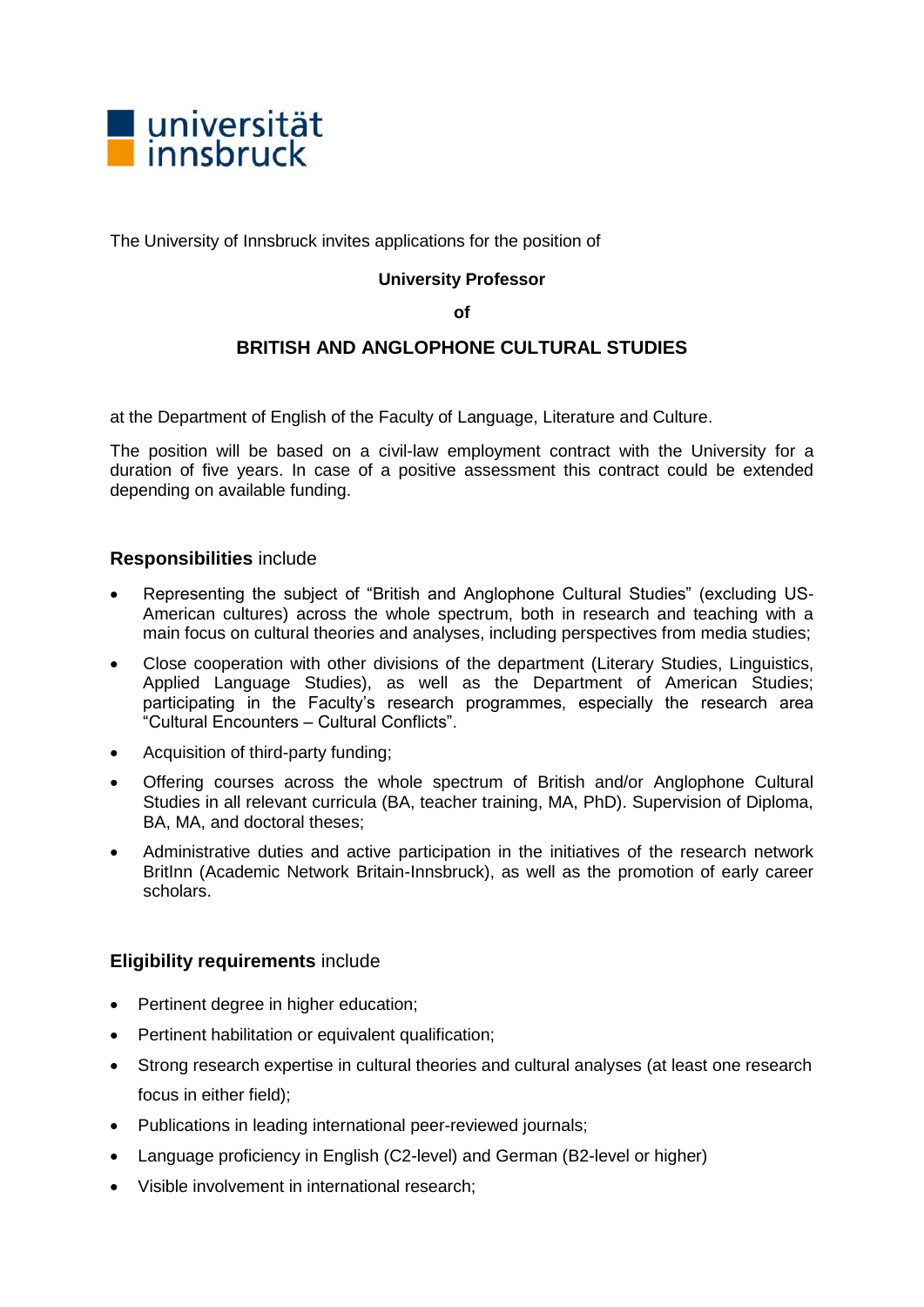universität innsbruck

The University of Innsbruck invites applications for the position of

**University Professor**

**of**

## BRITISH AND ANGLOPHONE CULTURAL STUDIES

at the Department of English of the Faculty of Language, Literature and Culture.

The position will be based on a civil-law employment contract with the University for a duration of five years. In case of a positive assessment this contract could be extended depending on available funding.

### **Responsibilities** include

- Representing the subject of "British and Anglophone Cultural Studies" (excluding US-American cultures) across the whole spectrum, both in research and teaching with a main focus on cultural theories and analyses, including perspectives from media studies;
- Close cooperation with other divisions of the department (Literary Studies, Linguistics, Applied Language Studies), as well as the Department of American Studies; participating in the Faculty's research programmes, especially the research area "Cultural Encounters – Cultural Conflicts".
- Acquisition of third-party funding;
- Offering courses across the whole spectrum of British and/or Anglophone Cultural Studies in all relevant curricula (BA, teacher training, MA, PhD). Supervision of Diploma, BA, MA, and doctoral theses;
- Administrative duties and active participation in the initiatives of the research network BritInn (Academic Network Britain-Innsbruck), as well as the promotion of early career scholars.

### **Eligibility requirements** include

- Pertinent degree in higher education;
- Pertinent habilitation or equivalent qualification;
- Strong research expertise in cultural theories and cultural analyses (at least one research focus in either field);
- Publications in leading international peer-reviewed journals;
- Language proficiency in English (C2-level) and German (B2-level or higher)
- Visible involvement in international research;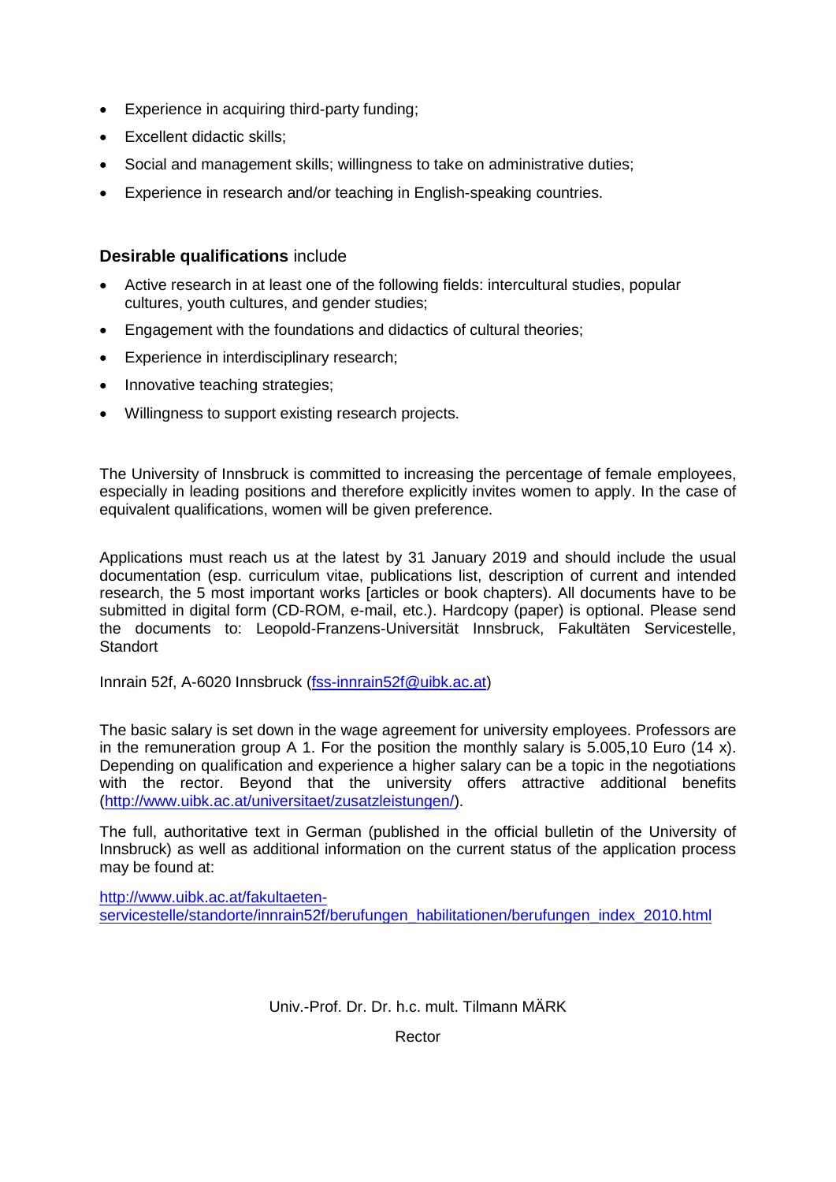- Experience in acquiring third-party funding;
- Excellent didactic skills;
- Social and management skills; willingness to take on administrative duties;
- Experience in research and/or teaching in English-speaking countries.

**Desirable qualifications** include

- Active research in at least one of the following fields: intercultural studies, popular cultures, youth cultures, and gender studies;
- Engagement with the foundations and didactics of cultural theories;
- Experience in interdisciplinary research;
- Innovative teaching strategies;
- Willingness to support existing research projects.

The University of Innsbruck is committed to increasing the percentage of female employees, especially in leading positions and therefore explicitly invites women to apply. In the case of equivalent qualifications, women will be given preference.

Applications must reach us at the latest by 31 January 2019 and should include the usual documentation (esp. curriculum vitae, publications list, description of current and intended research, the 5 most important works [articles or book chapters). All documents have to be submitted in digital form (CD-ROM, e-mail, etc.). Hardcopy (paper) is optional. Please send the documents to: Leopold-Franzens-Universität Innsbruck, Fakultäten Servicestelle, Standort

Innrain 52f, A-6020 Innsbruck (fss-innrain52f@uibk.ac.at)

The basic salary is set down in the wage agreement for university employees. Professors are in the remuneration group A 1. For the position the monthly salary is 5.005,10 Euro (14 x). Depending on qualification and experience a higher salary can be a topic in the negotiations with the rector. Beyond that the university offers attractive additional benefits (http://www.uibk.ac.at/universitaet/zusatzleistungen/).

The full, authoritative text in German (published in the official bulletin of the University of Innsbruck) as well as additional information on the current status of the application process may be found at:

http://www.uibk.ac.at/fakultaeten-servicestelle/standorte/innrain52f/berufungen_habilitationen/berufungen_index_2010.html

Univ.-Prof. Dr. Dr. h.c. mult. Tilmann MÄRK

Rector